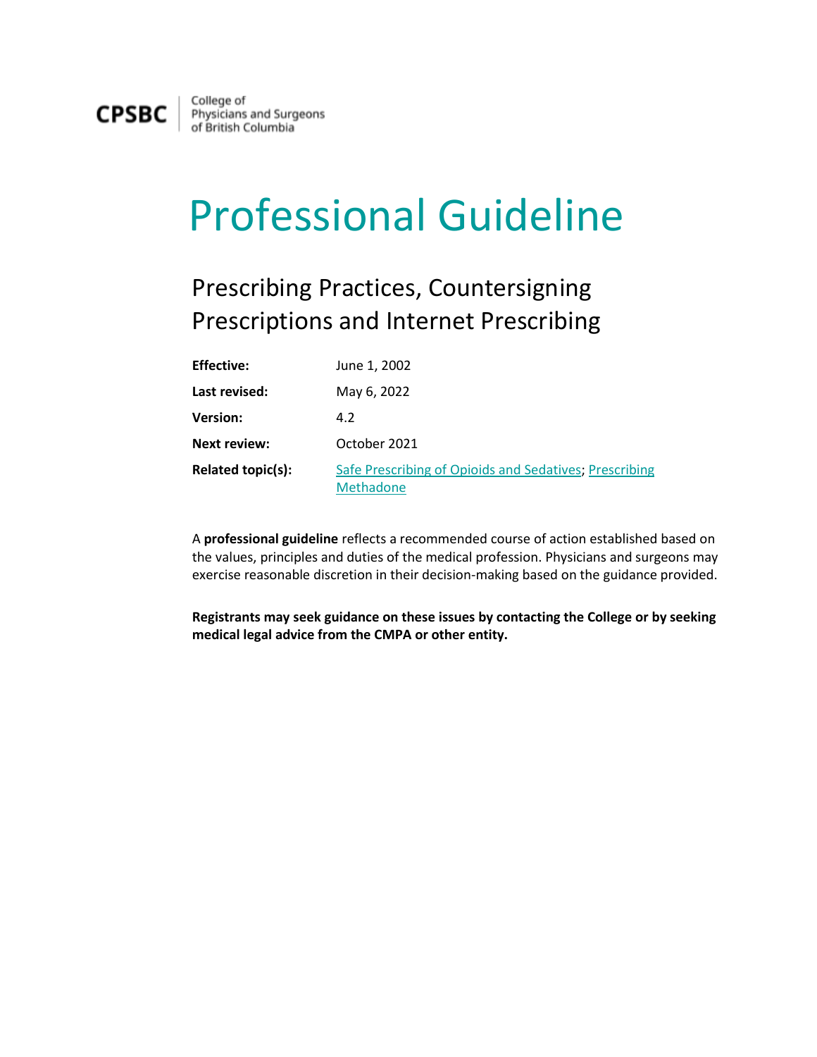CPSBC | College of Physicians and Surgeons of British Columbia

# Professional Guideline

## Prescribing Practices, Countersigning Prescriptions and Internet Prescribing

| | |
|---|---|
| **Effective:** | June 1, 2002 |
| **Last revised:** | May 6, 2022 |
| **Version:** | 4.2 |
| **Next review:** | October 2021 |
| **Related topic(s):** | Safe Prescribing of Opioids and Sedatives; Prescribing Methadone |

A **professional guideline** reflects a recommended course of action established based on the values, principles and duties of the medical profession. Physicians and surgeons may exercise reasonable discretion in their decision-making based on the guidance provided.

**Registrants may seek guidance on these issues by contacting the College or by seeking medical legal advice from the CMPA or other entity.**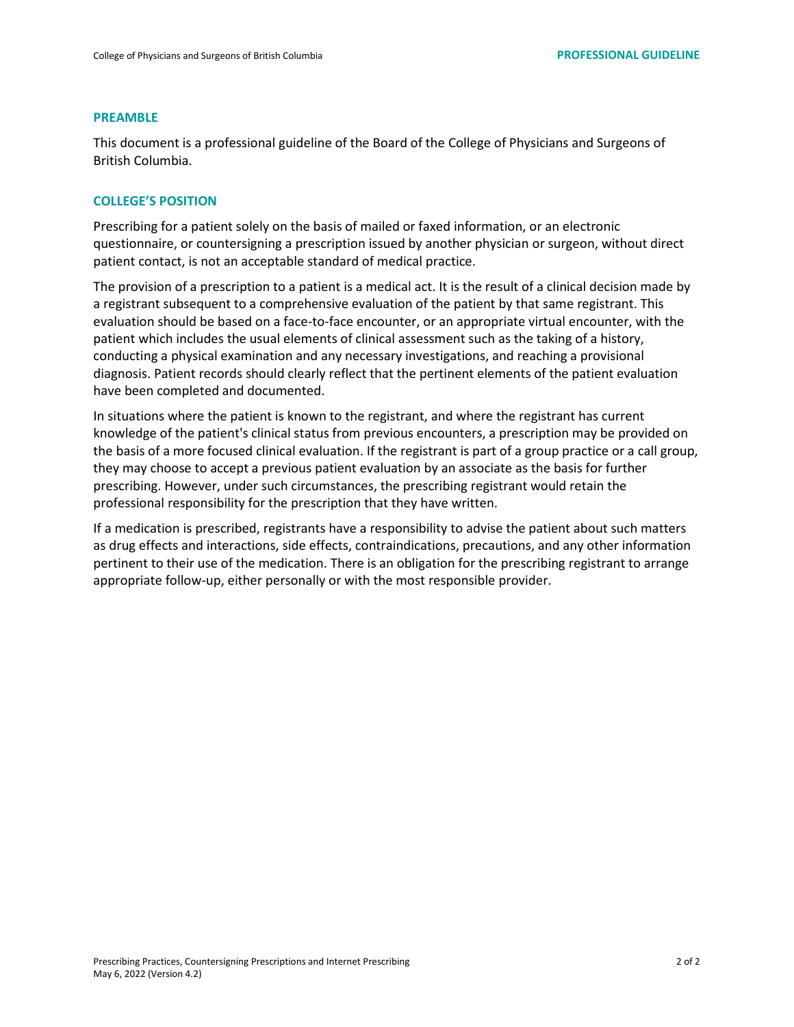## PREAMBLE

This document is a professional guideline of the Board of the College of Physicians and Surgeons of British Columbia.

## COLLEGE'S POSITION

Prescribing for a patient solely on the basis of mailed or faxed information, or an electronic questionnaire, or countersigning a prescription issued by another physician or surgeon, without direct patient contact, is not an acceptable standard of medical practice.

The provision of a prescription to a patient is a medical act. It is the result of a clinical decision made by a registrant subsequent to a comprehensive evaluation of the patient by that same registrant. This evaluation should be based on a face-to-face encounter, or an appropriate virtual encounter, with the patient which includes the usual elements of clinical assessment such as the taking of a history, conducting a physical examination and any necessary investigations, and reaching a provisional diagnosis. Patient records should clearly reflect that the pertinent elements of the patient evaluation have been completed and documented.

In situations where the patient is known to the registrant, and where the registrant has current knowledge of the patient's clinical status from previous encounters, a prescription may be provided on the basis of a more focused clinical evaluation. If the registrant is part of a group practice or a call group, they may choose to accept a previous patient evaluation by an associate as the basis for further prescribing. However, under such circumstances, the prescribing registrant would retain the professional responsibility for the prescription that they have written.

If a medication is prescribed, registrants have a responsibility to advise the patient about such matters as drug effects and interactions, side effects, contraindications, precautions, and any other information pertinent to their use of the medication. There is an obligation for the prescribing registrant to arrange appropriate follow-up, either personally or with the most responsible provider.